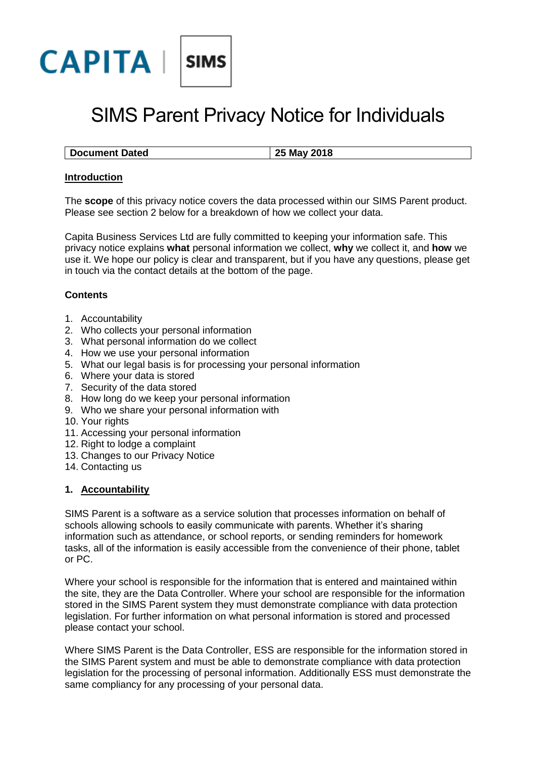CAPITA | SIMS

# SIMS Parent Privacy Notice for Individuals

| Document Dated | 25 May 2018 |
|---|---|

## Introduction

The **scope** of this privacy notice covers the data processed within our SIMS Parent product. Please see section 2 below for a breakdown of how we collect your data.

Capita Business Services Ltd are fully committed to keeping your information safe. This privacy notice explains **what** personal information we collect, **why** we collect it, and **how** we use it. We hope our policy is clear and transparent, but if you have any questions, please get in touch via the contact details at the bottom of the page.

**Contents**

1. Accountability
2. Who collects your personal information
3. What personal information do we collect
4. How we use your personal information
5. What our legal basis is for processing your personal information
6. Where your data is stored
7. Security of the data stored
8. How long do we keep your personal information
9. Who we share your personal information with
10. Your rights
11. Accessing your personal information
12. Right to lodge a complaint
13. Changes to our Privacy Notice
14. Contacting us

## 1. Accountability

SIMS Parent is a software as a service solution that processes information on behalf of schools allowing schools to easily communicate with parents. Whether it's sharing information such as attendance, or school reports, or sending reminders for homework tasks, all of the information is easily accessible from the convenience of their phone, tablet or PC.

Where your school is responsible for the information that is entered and maintained within the site, they are the Data Controller. Where your school are responsible for the information stored in the SIMS Parent system they must demonstrate compliance with data protection legislation. For further information on what personal information is stored and processed please contact your school.

Where SIMS Parent is the Data Controller, ESS are responsible for the information stored in the SIMS Parent system and must be able to demonstrate compliance with data protection legislation for the processing of personal information. Additionally ESS must demonstrate the same compliancy for any processing of your personal data.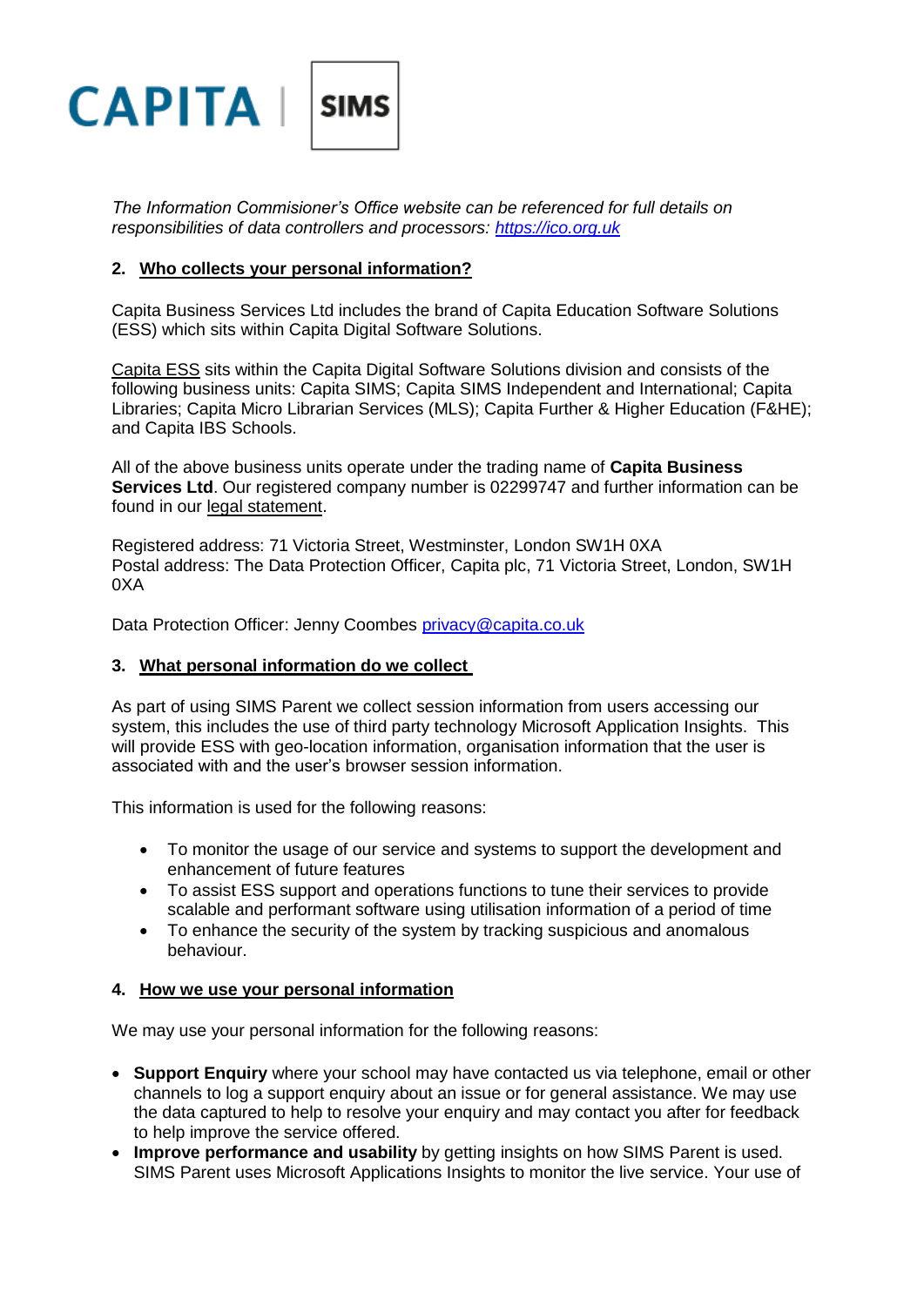*The Information Commisioner's Office website can be referenced for full details on responsibilities of data controllers and processors: https://ico.org.uk*

## 2. Who collects your personal information?

Capita Business Services Ltd includes the brand of Capita Education Software Solutions (ESS) which sits within Capita Digital Software Solutions.

Capita ESS sits within the Capita Digital Software Solutions division and consists of the following business units: Capita SIMS; Capita SIMS Independent and International; Capita Libraries; Capita Micro Librarian Services (MLS); Capita Further & Higher Education (F&HE); and Capita IBS Schools.

All of the above business units operate under the trading name of **Capita Business Services Ltd**. Our registered company number is 02299747 and further information can be found in our legal statement.

Registered address: 71 Victoria Street, Westminster, London SW1H 0XA
Postal address: The Data Protection Officer, Capita plc, 71 Victoria Street, London, SW1H 0XA

Data Protection Officer: Jenny Coombes privacy@capita.co.uk

## 3. What personal information do we collect

As part of using SIMS Parent we collect session information from users accessing our system, this includes the use of third party technology Microsoft Application Insights. This will provide ESS with geo-location information, organisation information that the user is associated with and the user's browser session information.

This information is used for the following reasons:

- To monitor the usage of our service and systems to support the development and enhancement of future features
- To assist ESS support and operations functions to tune their services to provide scalable and performant software using utilisation information of a period of time
- To enhance the security of the system by tracking suspicious and anomalous behaviour.

## 4. How we use your personal information

We may use your personal information for the following reasons:

- **Support Enquiry** where your school may have contacted us via telephone, email or other channels to log a support enquiry about an issue or for general assistance. We may use the data captured to help to resolve your enquiry and may contact you after for feedback to help improve the service offered.
- **Improve performance and usability** by getting insights on how SIMS Parent is used. SIMS Parent uses Microsoft Applications Insights to monitor the live service. Your use of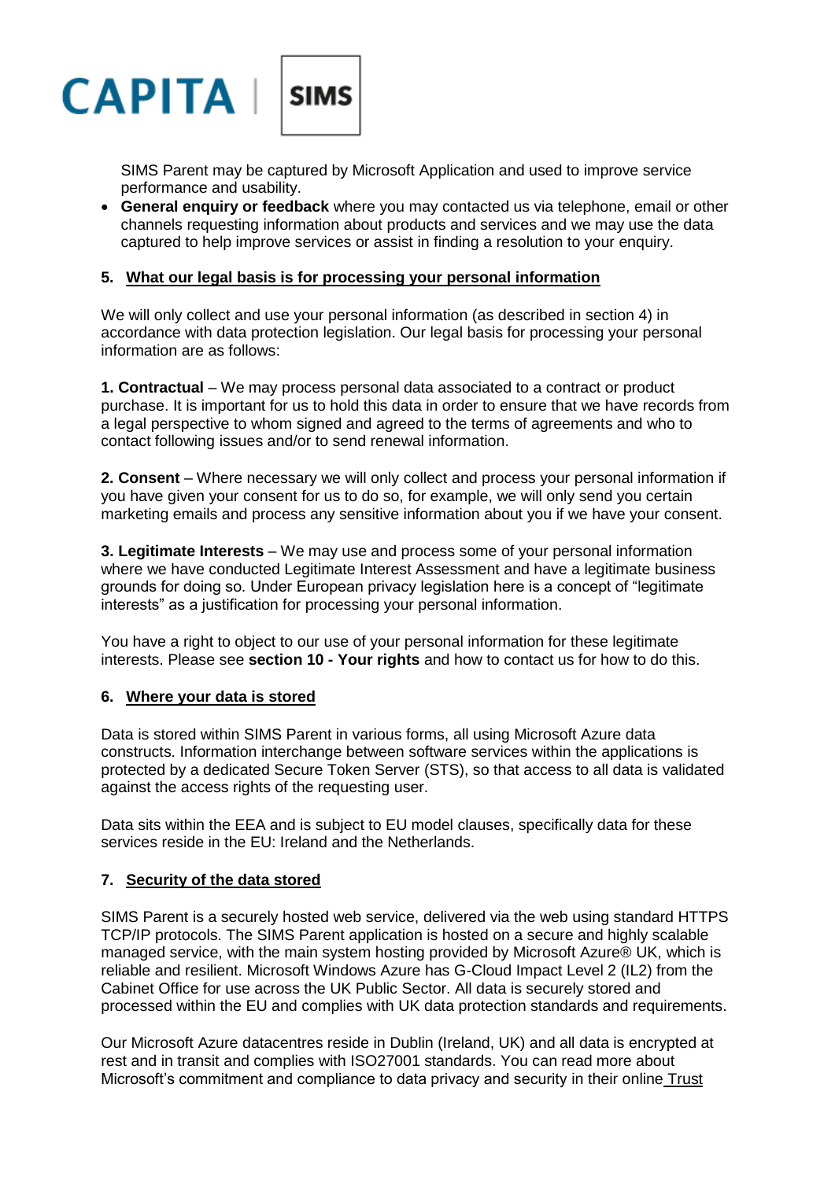SIMS Parent may be captured by Microsoft Application and used to improve service performance and usability.

- **General enquiry or feedback** where you may contacted us via telephone, email or other channels requesting information about products and services and we may use the data captured to help improve services or assist in finding a resolution to your enquiry.

## 5. What our legal basis is for processing your personal information

We will only collect and use your personal information (as described in section 4) in accordance with data protection legislation. Our legal basis for processing your personal information are as follows:

**1. Contractual** – We may process personal data associated to a contract or product purchase. It is important for us to hold this data in order to ensure that we have records from a legal perspective to whom signed and agreed to the terms of agreements and who to contact following issues and/or to send renewal information.

**2. Consent** – Where necessary we will only collect and process your personal information if you have given your consent for us to do so, for example, we will only send you certain marketing emails and process any sensitive information about you if we have your consent.

**3. Legitimate Interests** – We may use and process some of your personal information where we have conducted Legitimate Interest Assessment and have a legitimate business grounds for doing so. Under European privacy legislation here is a concept of "legitimate interests" as a justification for processing your personal information.

You have a right to object to our use of your personal information for these legitimate interests. Please see **section 10 - Your rights** and how to contact us for how to do this.

## 6. Where your data is stored

Data is stored within SIMS Parent in various forms, all using Microsoft Azure data constructs. Information interchange between software services within the applications is protected by a dedicated Secure Token Server (STS), so that access to all data is validated against the access rights of the requesting user.

Data sits within the EEA and is subject to EU model clauses, specifically data for these services reside in the EU: Ireland and the Netherlands.

## 7. Security of the data stored

SIMS Parent is a securely hosted web service, delivered via the web using standard HTTPS TCP/IP protocols. The SIMS Parent application is hosted on a secure and highly scalable managed service, with the main system hosting provided by Microsoft Azure® UK, which is reliable and resilient. Microsoft Windows Azure has G-Cloud Impact Level 2 (IL2) from the Cabinet Office for use across the UK Public Sector. All data is securely stored and processed within the EU and complies with UK data protection standards and requirements.

Our Microsoft Azure datacentres reside in Dublin (Ireland, UK) and all data is encrypted at rest and in transit and complies with ISO27001 standards. You can read more about Microsoft's commitment and compliance to data privacy and security in their online Trust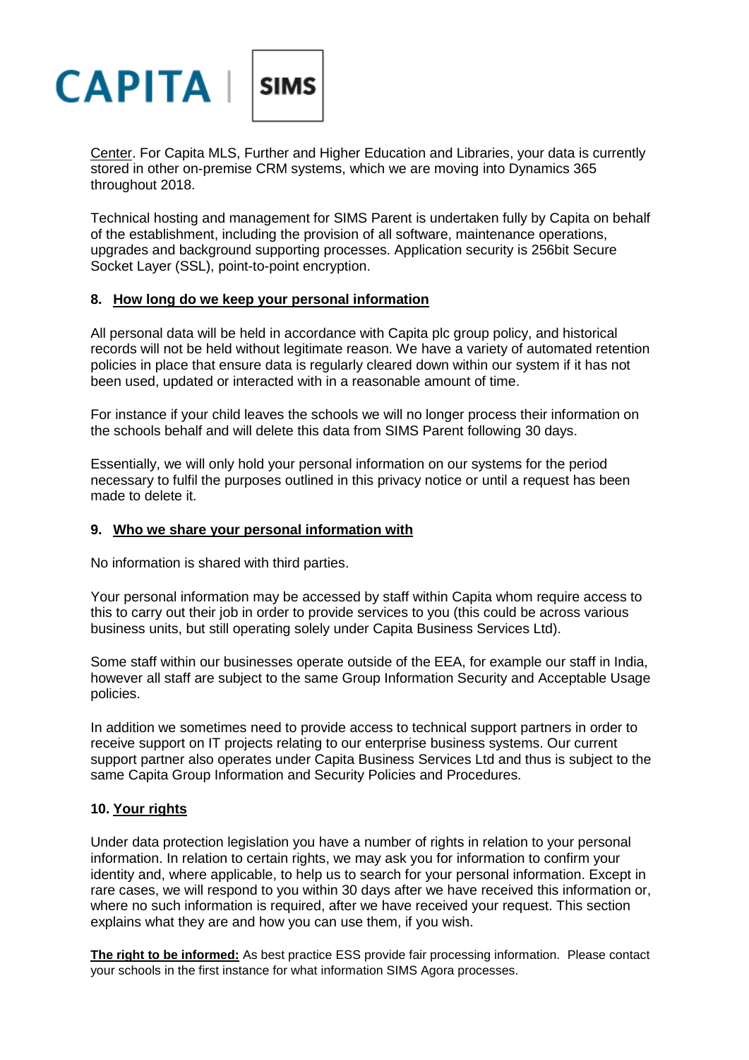Center. For Capita MLS, Further and Higher Education and Libraries, your data is currently stored in other on-premise CRM systems, which we are moving into Dynamics 365 throughout 2018.

Technical hosting and management for SIMS Parent is undertaken fully by Capita on behalf of the establishment, including the provision of all software, maintenance operations, upgrades and background supporting processes. Application security is 256bit Secure Socket Layer (SSL), point-to-point encryption.

## 8. How long do we keep your personal information

All personal data will be held in accordance with Capita plc group policy, and historical records will not be held without legitimate reason. We have a variety of automated retention policies in place that ensure data is regularly cleared down within our system if it has not been used, updated or interacted with in a reasonable amount of time.

For instance if your child leaves the schools we will no longer process their information on the schools behalf and will delete this data from SIMS Parent following 30 days.

Essentially, we will only hold your personal information on our systems for the period necessary to fulfil the purposes outlined in this privacy notice or until a request has been made to delete it.

## 9. Who we share your personal information with

No information is shared with third parties.

Your personal information may be accessed by staff within Capita whom require access to this to carry out their job in order to provide services to you (this could be across various business units, but still operating solely under Capita Business Services Ltd).

Some staff within our businesses operate outside of the EEA, for example our staff in India, however all staff are subject to the same Group Information Security and Acceptable Usage policies.

In addition we sometimes need to provide access to technical support partners in order to receive support on IT projects relating to our enterprise business systems. Our current support partner also operates under Capita Business Services Ltd and thus is subject to the same Capita Group Information and Security Policies and Procedures.

## 10. Your rights

Under data protection legislation you have a number of rights in relation to your personal information. In relation to certain rights, we may ask you for information to confirm your identity and, where applicable, to help us to search for your personal information. Except in rare cases, we will respond to you within 30 days after we have received this information or, where no such information is required, after we have received your request. This section explains what they are and how you can use them, if you wish.

**The right to be informed:** As best practice ESS provide fair processing information. Please contact your schools in the first instance for what information SIMS Agora processes.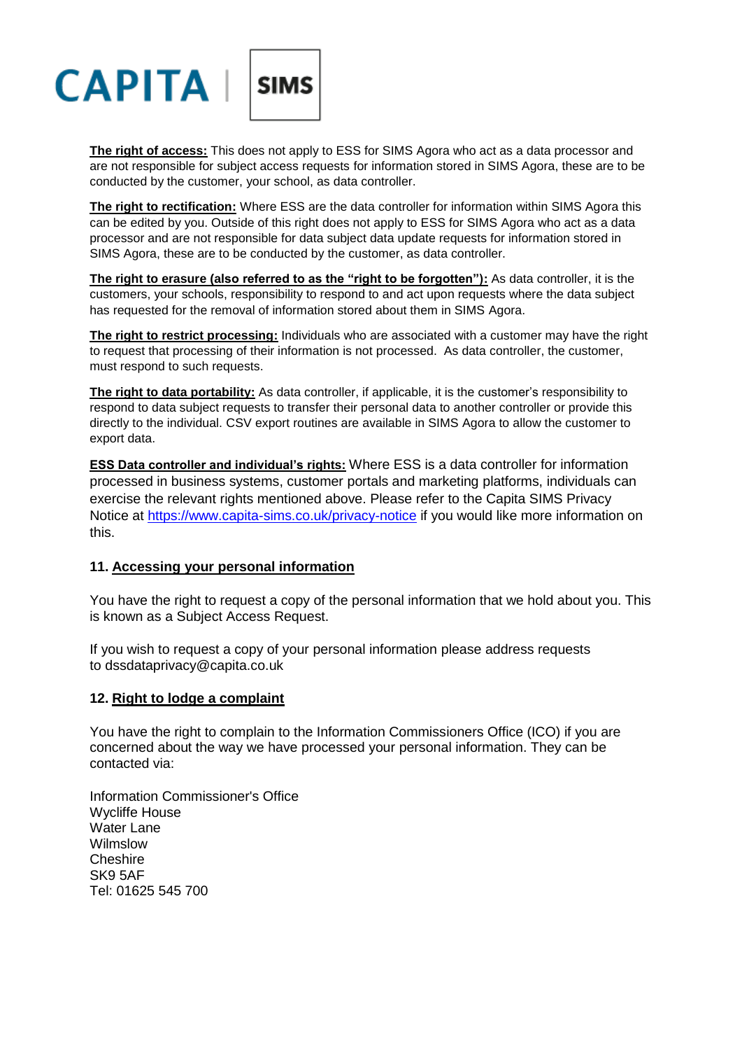**The right of access:** This does not apply to ESS for SIMS Agora who act as a data processor and are not responsible for subject access requests for information stored in SIMS Agora, these are to be conducted by the customer, your school, as data controller.

**The right to rectification:** Where ESS are the data controller for information within SIMS Agora this can be edited by you. Outside of this right does not apply to ESS for SIMS Agora who act as a data processor and are not responsible for data subject data update requests for information stored in SIMS Agora, these are to be conducted by the customer, as data controller.

**The right to erasure (also referred to as the "right to be forgotten"):** As data controller, it is the customers, your schools, responsibility to respond to and act upon requests where the data subject has requested for the removal of information stored about them in SIMS Agora.

**The right to restrict processing:** Individuals who are associated with a customer may have the right to request that processing of their information is not processed. As data controller, the customer, must respond to such requests.

**The right to data portability:** As data controller, if applicable, it is the customer's responsibility to respond to data subject requests to transfer their personal data to another controller or provide this directly to the individual. CSV export routines are available in SIMS Agora to allow the customer to export data.

**ESS Data controller and individual's rights:** Where ESS is a data controller for information processed in business systems, customer portals and marketing platforms, individuals can exercise the relevant rights mentioned above. Please refer to the Capita SIMS Privacy Notice at https://www.capita-sims.co.uk/privacy-notice if you would like more information on this.

## 11. Accessing your personal information

You have the right to request a copy of the personal information that we hold about you. This is known as a Subject Access Request.

If you wish to request a copy of your personal information please address requests to dssdataprivacy@capita.co.uk

## 12. Right to lodge a complaint

You have the right to complain to the Information Commissioners Office (ICO) if you are concerned about the way we have processed your personal information. They can be contacted via:

Information Commissioner's Office
Wycliffe House
Water Lane
Wilmslow
Cheshire
SK9 5AF
Tel: 01625 545 700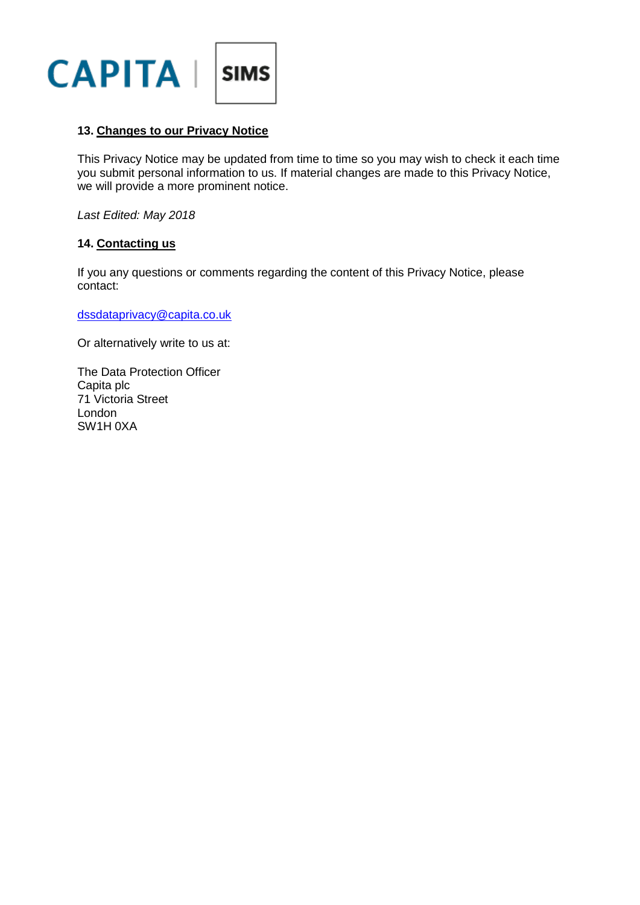### 13. <u>Changes to our Privacy Notice</u>

This Privacy Notice may be updated from time to time so you may wish to check it each time you submit personal information to us. If material changes are made to this Privacy Notice, we will provide a more prominent notice.

*Last Edited: May 2018*

### 14. <u>Contacting us</u>

If you any questions or comments regarding the content of this Privacy Notice, please contact:

dssdataprivacy@capita.co.uk

Or alternatively write to us at:

The Data Protection Officer
Capita plc
71 Victoria Street
London
SW1H 0XA